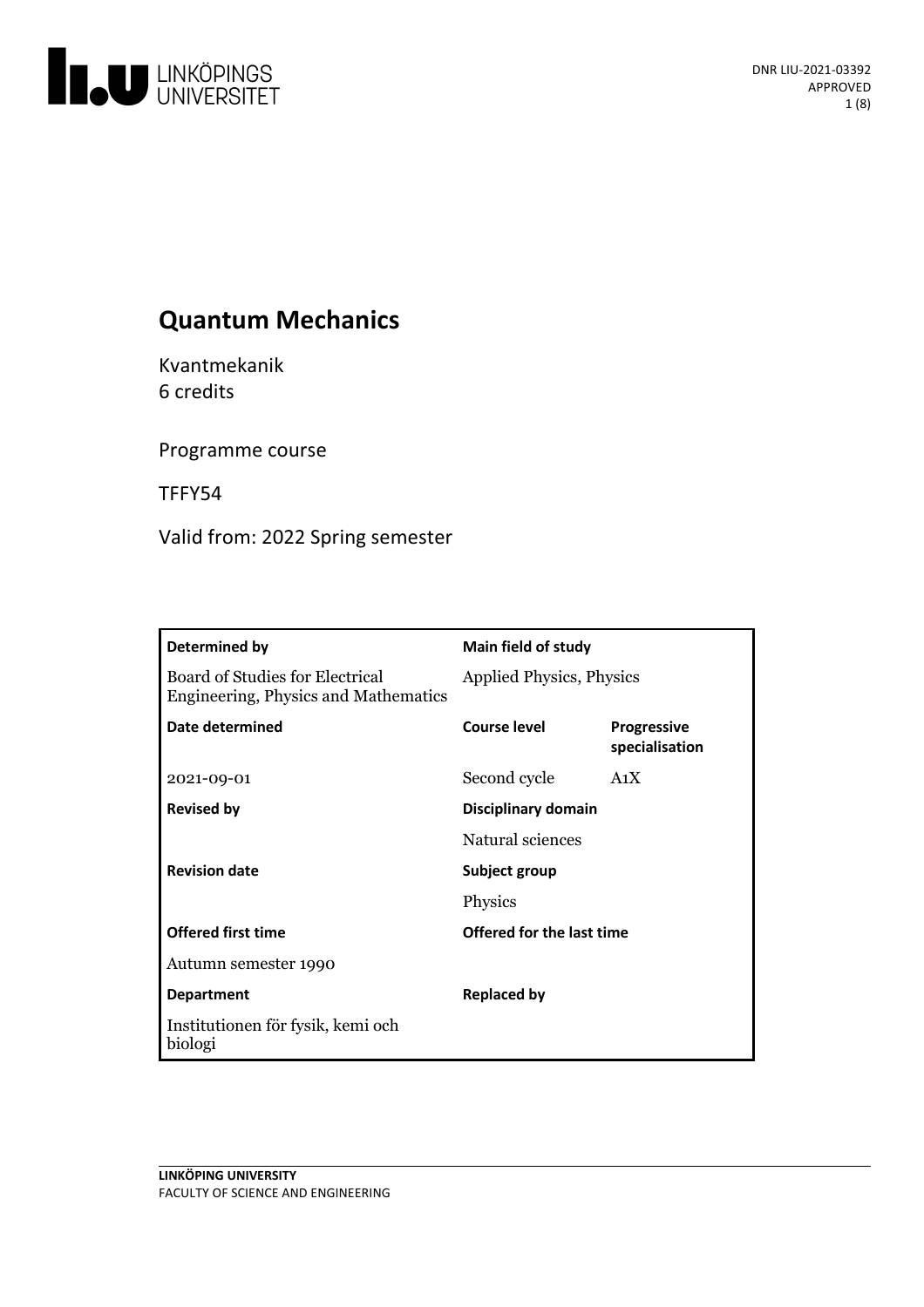# Quantum Mechanics

Kvantmekanik
6 credits

Programme course

TFFY54

Valid from: 2022 Spring semester

| Determined by | Main field of study | |
| --- | --- | --- |
| Board of Studies for Electrical Engineering, Physics and Mathematics | Applied Physics, Physics | |
| **Date determined** | **Course level** | **Progressive specialisation** |
| 2021-09-01 | Second cycle | A1X |
| **Revised by** | **Disciplinary domain** | |
| | Natural sciences | |
| **Revision date** | **Subject group** | |
| | Physics | |
| **Offered first time** | **Offered for the last time** | |
| Autumn semester 1990 | | |
| **Department** | **Replaced by** | |
| Institutionen för fysik, kemi och biologi | | |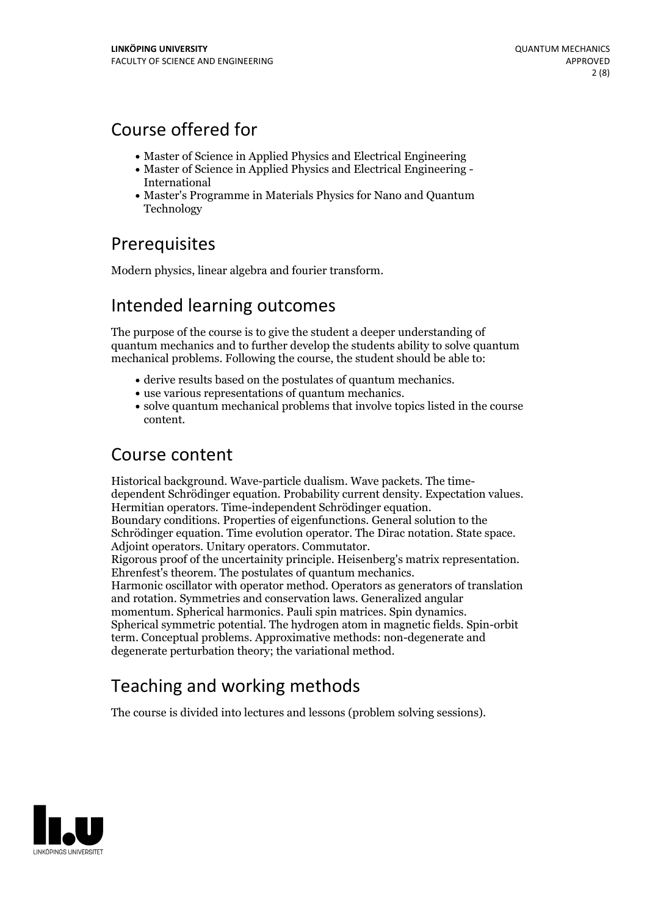## Course offered for

- Master of Science in Applied Physics and Electrical Engineering
- Master of Science in Applied Physics and Electrical Engineering - International
- Master's Programme in Materials Physics for Nano and Quantum Technology

## Prerequisites

Modern physics, linear algebra and fourier transform.

## Intended learning outcomes

The purpose of the course is to give the student a deeper understanding of quantum mechanics and to further develop the students ability to solve quantum mechanical problems. Following the course, the student should be able to:

- derive results based on the postulates of quantum mechanics.
- use various representations of quantum mechanics.
- solve quantum mechanical problems that involve topics listed in the course content.

## Course content

Historical background. Wave-particle dualism. Wave packets. The time-dependent Schrödinger equation. Probability current density. Expectation values. Hermitian operators. Time-independent Schrödinger equation.
Boundary conditions. Properties of eigenfunctions. General solution to the Schrödinger equation. Time evolution operator. The Dirac notation. State space. Adjoint operators. Unitary operators. Commutator.
Rigorous proof of the uncertainty principle. Heisenberg's matrix representation. Ehrenfest's theorem. The postulates of quantum mechanics.
Harmonic oscillator with operator method. Operators as generators of translation and rotation. Symmetries and conservation laws. Generalized angular momentum. Spherical harmonics. Pauli spin matrices. Spin dynamics.
Spherical symmetric potential. The hydrogen atom in magnetic fields. Spin-orbit term. Conceptual problems. Approximative methods: non-degenerate and degenerate perturbation theory; the variational method.

## Teaching and working methods

The course is divided into lectures and lessons (problem solving sessions).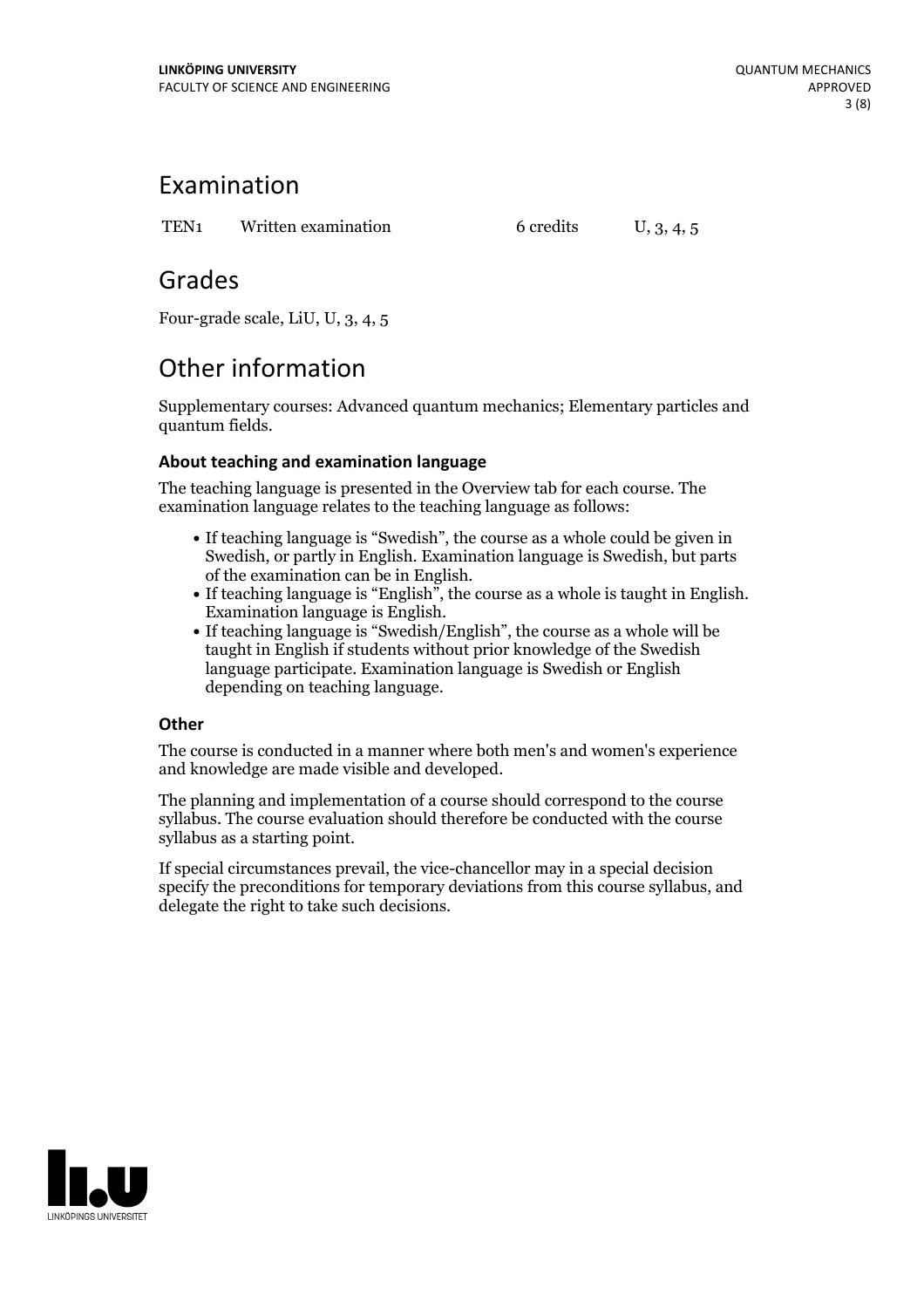# Examination

| TEN1 | Written examination | 6 credits | U, 3, 4, 5 |
|---|---|---|---|

# Grades

Four-grade scale, LiU, U, 3, 4, 5

# Other information

Supplementary courses: Advanced quantum mechanics; Elementary particles and quantum fields.

### About teaching and examination language

The teaching language is presented in the Overview tab for each course. The examination language relates to the teaching language as follows:

- If teaching language is "Swedish", the course as a whole could be given in Swedish, or partly in English. Examination language is Swedish, but parts of the examination can be in English.
- If teaching language is "English", the course as a whole is taught in English. Examination language is English.
- If teaching language is "Swedish/English", the course as a whole will be taught in English if students without prior knowledge of the Swedish language participate. Examination language is Swedish or English depending on teaching language.

### Other

The course is conducted in a manner where both men's and women's experience and knowledge are made visible and developed.

The planning and implementation of a course should correspond to the course syllabus. The course evaluation should therefore be conducted with the course syllabus as a starting point.

If special circumstances prevail, the vice-chancellor may in a special decision specify the preconditions for temporary deviations from this course syllabus, and delegate the right to take such decisions.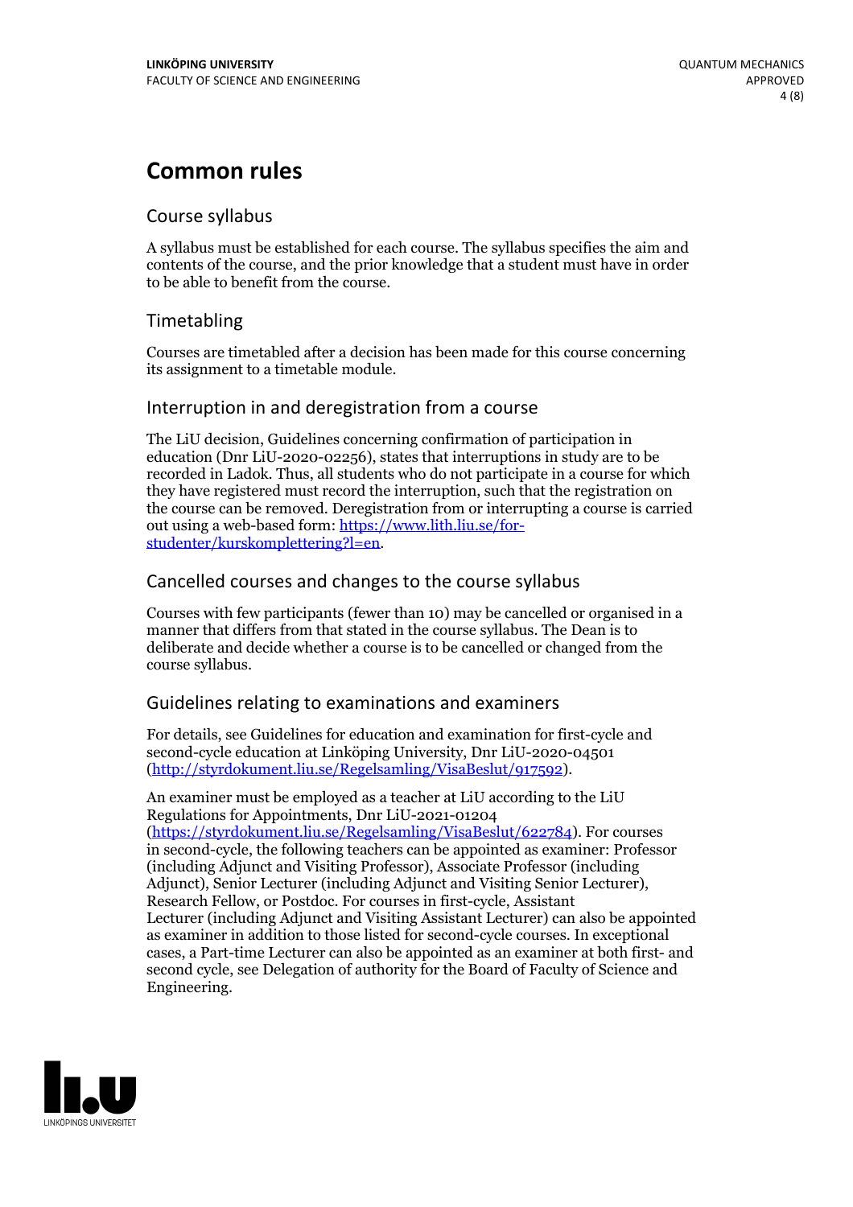# Common rules

## Course syllabus

A syllabus must be established for each course. The syllabus specifies the aim and contents of the course, and the prior knowledge that a student must have in order to be able to benefit from the course.

## Timetabling

Courses are timetabled after a decision has been made for this course concerning its assignment to a timetable module.

## Interruption in and deregistration from a course

The LiU decision, Guidelines concerning confirmation of participation in education (Dnr LiU-2020-02256), states that interruptions in study are to be recorded in Ladok. Thus, all students who do not participate in a course for which they have registered must record the interruption, such that the registration on the course can be removed. Deregistration from or interrupting a course is carried out using a web-based form: https://www.lith.liu.se/for-studenter/kurskomplettering?l=en.

## Cancelled courses and changes to the course syllabus

Courses with few participants (fewer than 10) may be cancelled or organised in a manner that differs from that stated in the course syllabus. The Dean is to deliberate and decide whether a course is to be cancelled or changed from the course syllabus.

## Guidelines relating to examinations and examiners

For details, see Guidelines for education and examination for first-cycle and second-cycle education at Linköping University, Dnr LiU-2020-04501 (http://styrdokument.liu.se/Regelsamling/VisaBeslut/917592).

An examiner must be employed as a teacher at LiU according to the LiU Regulations for Appointments, Dnr LiU-2021-01204 (https://styrdokument.liu.se/Regelsamling/VisaBeslut/622784). For courses in second-cycle, the following teachers can be appointed as examiner: Professor (including Adjunct and Visiting Professor), Associate Professor (including Adjunct), Senior Lecturer (including Adjunct and Visiting Senior Lecturer), Research Fellow, or Postdoc. For courses in first-cycle, Assistant Lecturer (including Adjunct and Visiting Assistant Lecturer) can also be appointed as examiner in addition to those listed for second-cycle courses. In exceptional cases, a Part-time Lecturer can also be appointed as an examiner at both first- and second cycle, see Delegation of authority for the Board of Faculty of Science and Engineering.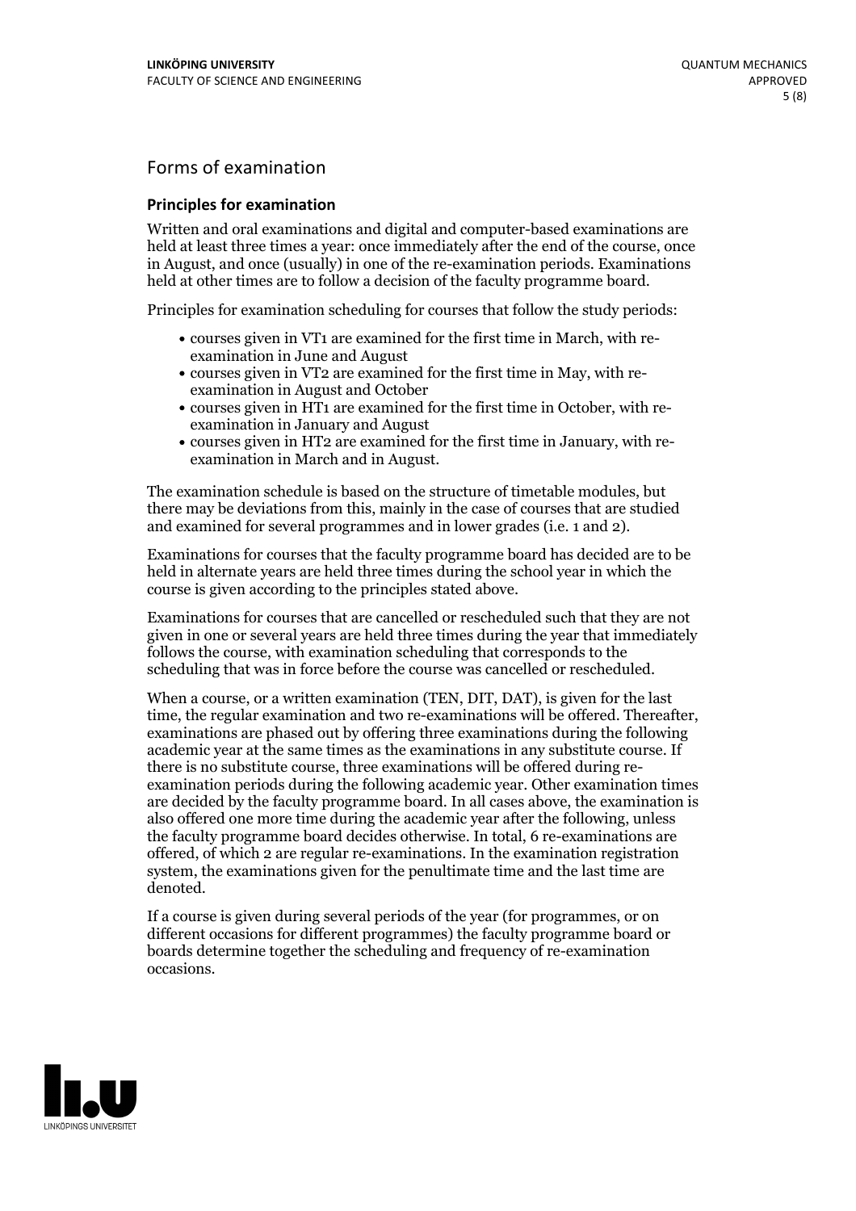## Forms of examination

### Principles for examination

Written and oral examinations and digital and computer-based examinations are held at least three times a year: once immediately after the end of the course, once in August, and once (usually) in one of the re-examination periods. Examinations held at other times are to follow a decision of the faculty programme board.

Principles for examination scheduling for courses that follow the study periods:

- courses given in VT1 are examined for the first time in March, with re-examination in June and August
- courses given in VT2 are examined for the first time in May, with re-examination in August and October
- courses given in HT1 are examined for the first time in October, with re-examination in January and August
- courses given in HT2 are examined for the first time in January, with re-examination in March and in August.

The examination schedule is based on the structure of timetable modules, but there may be deviations from this, mainly in the case of courses that are studied and examined for several programmes and in lower grades (i.e. 1 and 2).

Examinations for courses that the faculty programme board has decided are to be held in alternate years are held three times during the school year in which the course is given according to the principles stated above.

Examinations for courses that are cancelled or rescheduled such that they are not given in one or several years are held three times during the year that immediately follows the course, with examination scheduling that corresponds to the scheduling that was in force before the course was cancelled or rescheduled.

When a course, or a written examination (TEN, DIT, DAT), is given for the last time, the regular examination and two re-examinations will be offered. Thereafter, examinations are phased out by offering three examinations during the following academic year at the same times as the examinations in any substitute course. If there is no substitute course, three examinations will be offered during re-examination periods during the following academic year. Other examination times are decided by the faculty programme board. In all cases above, the examination is also offered one more time during the academic year after the following, unless the faculty programme board decides otherwise. In total, 6 re-examinations are offered, of which 2 are regular re-examinations. In the examination registration system, the examinations given for the penultimate time and the last time are denoted.

If a course is given during several periods of the year (for programmes, or on different occasions for different programmes) the faculty programme board or boards determine together the scheduling and frequency of re-examination occasions.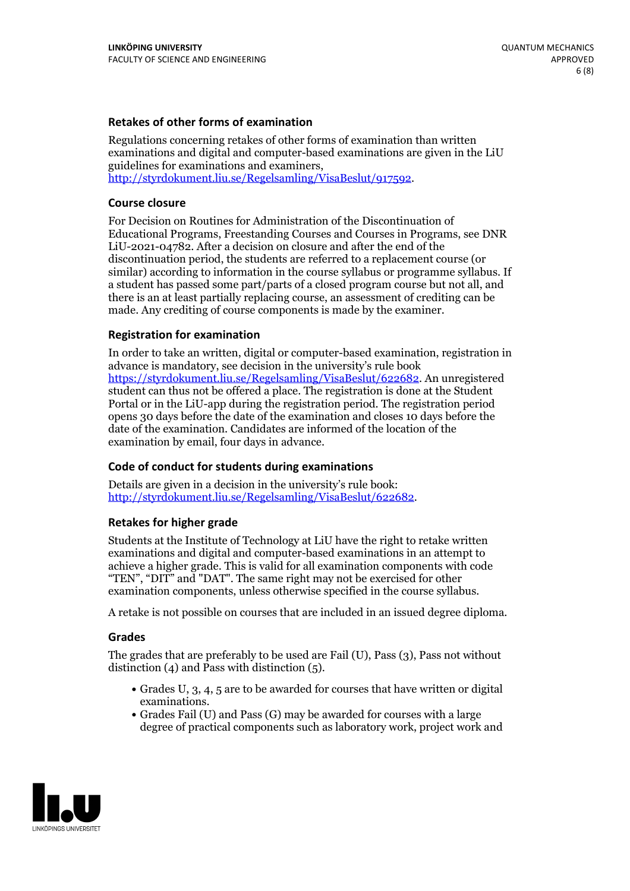### Retakes of other forms of examination

Regulations concerning retakes of other forms of examination than written examinations and digital and computer-based examinations are given in the LiU guidelines for examinations and examiners, http://styrdokument.liu.se/Regelsamling/VisaBeslut/917592.

### Course closure

For Decision on Routines for Administration of the Discontinuation of Educational Programs, Freestanding Courses and Courses in Programs, see DNR LiU-2021-04782. After a decision on closure and after the end of the discontinuation period, the students are referred to a replacement course (or similar) according to information in the course syllabus or programme syllabus. If a student has passed some part/parts of a closed program course but not all, and there is an at least partially replacing course, an assessment of crediting can be made. Any crediting of course components is made by the examiner.

### Registration for examination

In order to take an written, digital or computer-based examination, registration in advance is mandatory, see decision in the university's rule book https://styrdokument.liu.se/Regelsamling/VisaBeslut/622682. An unregistered student can thus not be offered a place. The registration is done at the Student Portal or in the LiU-app during the registration period. The registration period opens 30 days before the date of the examination and closes 10 days before the date of the examination. Candidates are informed of the location of the examination by email, four days in advance.

### Code of conduct for students during examinations

Details are given in a decision in the university's rule book: http://styrdokument.liu.se/Regelsamling/VisaBeslut/622682.

### Retakes for higher grade

Students at the Institute of Technology at LiU have the right to retake written examinations and digital and computer-based examinations in an attempt to achieve a higher grade. This is valid for all examination components with code "TEN", "DIT" and "DAT". The same right may not be exercised for other examination components, unless otherwise specified in the course syllabus.

A retake is not possible on courses that are included in an issued degree diploma.

### Grades

The grades that are preferably to be used are Fail (U), Pass (3), Pass not without distinction (4) and Pass with distinction (5).

- Grades U, 3, 4, 5 are to be awarded for courses that have written or digital examinations.
- Grades Fail (U) and Pass (G) may be awarded for courses with a large degree of practical components such as laboratory work, project work and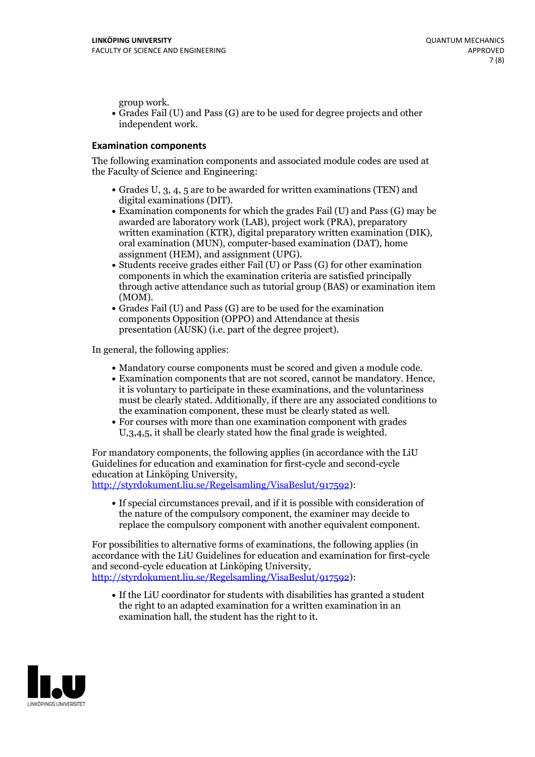group work.
- Grades Fail (U) and Pass (G) are to be used for degree projects and other independent work.

### Examination components

The following examination components and associated module codes are used at the Faculty of Science and Engineering:

- Grades U, 3, 4, 5 are to be awarded for written examinations (TEN) and digital examinations (DIT).
- Examination components for which the grades Fail (U) and Pass (G) may be awarded are laboratory work (LAB), project work (PRA), preparatory written examination (KTR), digital preparatory written examination (DIK), oral examination (MUN), computer-based examination (DAT), home assignment (HEM), and assignment (UPG).
- Students receive grades either Fail (U) or Pass (G) for other examination components in which the examination criteria are satisfied principally through active attendance such as tutorial group (BAS) or examination item (MOM).
- Grades Fail (U) and Pass (G) are to be used for the examination components Opposition (OPPO) and Attendance at thesis presentation (AUSK) (i.e. part of the degree project).

In general, the following applies:

- Mandatory course components must be scored and given a module code.
- Examination components that are not scored, cannot be mandatory. Hence, it is voluntary to participate in these examinations, and the voluntariness must be clearly stated. Additionally, if there are any associated conditions to the examination component, these must be clearly stated as well.
- For courses with more than one examination component with grades U,3,4,5, it shall be clearly stated how the final grade is weighted.

For mandatory components, the following applies (in accordance with the LiU Guidelines for education and examination for first-cycle and second-cycle education at Linköping University, http://styrdokument.liu.se/Regelsamling/VisaBeslut/917592):

- If special circumstances prevail, and if it is possible with consideration of the nature of the compulsory component, the examiner may decide to replace the compulsory component with another equivalent component.

For possibilities to alternative forms of examinations, the following applies (in accordance with the LiU Guidelines for education and examination for first-cycle and second-cycle education at Linköping University, http://styrdokument.liu.se/Regelsamling/VisaBeslut/917592):

- If the LiU coordinator for students with disabilities has granted a student the right to an adapted examination for a written examination in an examination hall, the student has the right to it.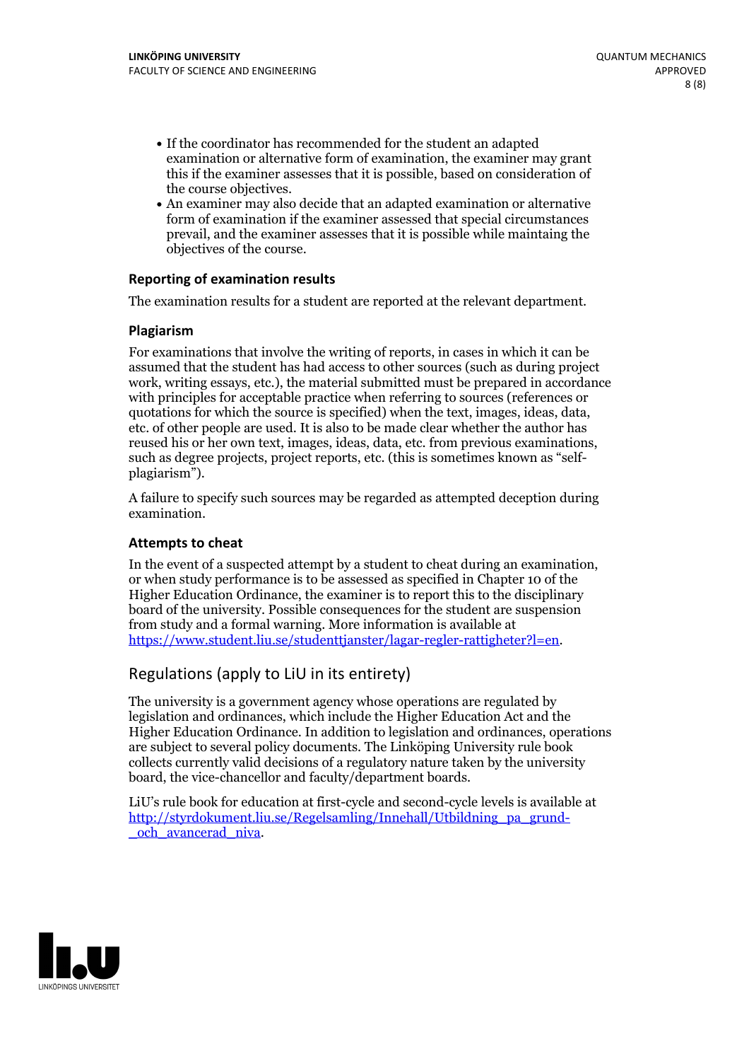- If the coordinator has recommended for the student an adapted examination or alternative form of examination, the examiner may grant this if the examiner assesses that it is possible, based on consideration of the course objectives.
- An examiner may also decide that an adapted examination or alternative form of examination if the examiner assessed that special circumstances prevail, and the examiner assesses that it is possible while maintaing the objectives of the course.

### Reporting of examination results

The examination results for a student are reported at the relevant department.

### Plagiarism

For examinations that involve the writing of reports, in cases in which it can be assumed that the student has had access to other sources (such as during project work, writing essays, etc.), the material submitted must be prepared in accordance with principles for acceptable practice when referring to sources (references or quotations for which the source is specified) when the text, images, ideas, data, etc. of other people are used. It is also to be made clear whether the author has reused his or her own text, images, ideas, data, etc. from previous examinations, such as degree projects, project reports, etc. (this is sometimes known as "self-plagiarism").

A failure to specify such sources may be regarded as attempted deception during examination.

### Attempts to cheat

In the event of a suspected attempt by a student to cheat during an examination, or when study performance is to be assessed as specified in Chapter 10 of the Higher Education Ordinance, the examiner is to report this to the disciplinary board of the university. Possible consequences for the student are suspension from study and a formal warning. More information is available at [https://www.student.liu.se/studenttjanster/lagar-regler-rattigheter?l=en](https://www.student.liu.se/studenttjanster/lagar-regler-rattigheter?l=en).

## Regulations (apply to LiU in its entirety)

The university is a government agency whose operations are regulated by legislation and ordinances, which include the Higher Education Act and the Higher Education Ordinance. In addition to legislation and ordinances, operations are subject to several policy documents. The Linköping University rule book collects currently valid decisions of a regulatory nature taken by the university board, the vice-chancellor and faculty/department boards.

LiU's rule book for education at first-cycle and second-cycle levels is available at [http://styrdokument.liu.se/Regelsamling/Innehall/Utbildning_pa_grund-_och_avancerad_niva](http://styrdokument.liu.se/Regelsamling/Innehall/Utbildning_pa_grund-_och_avancerad_niva).